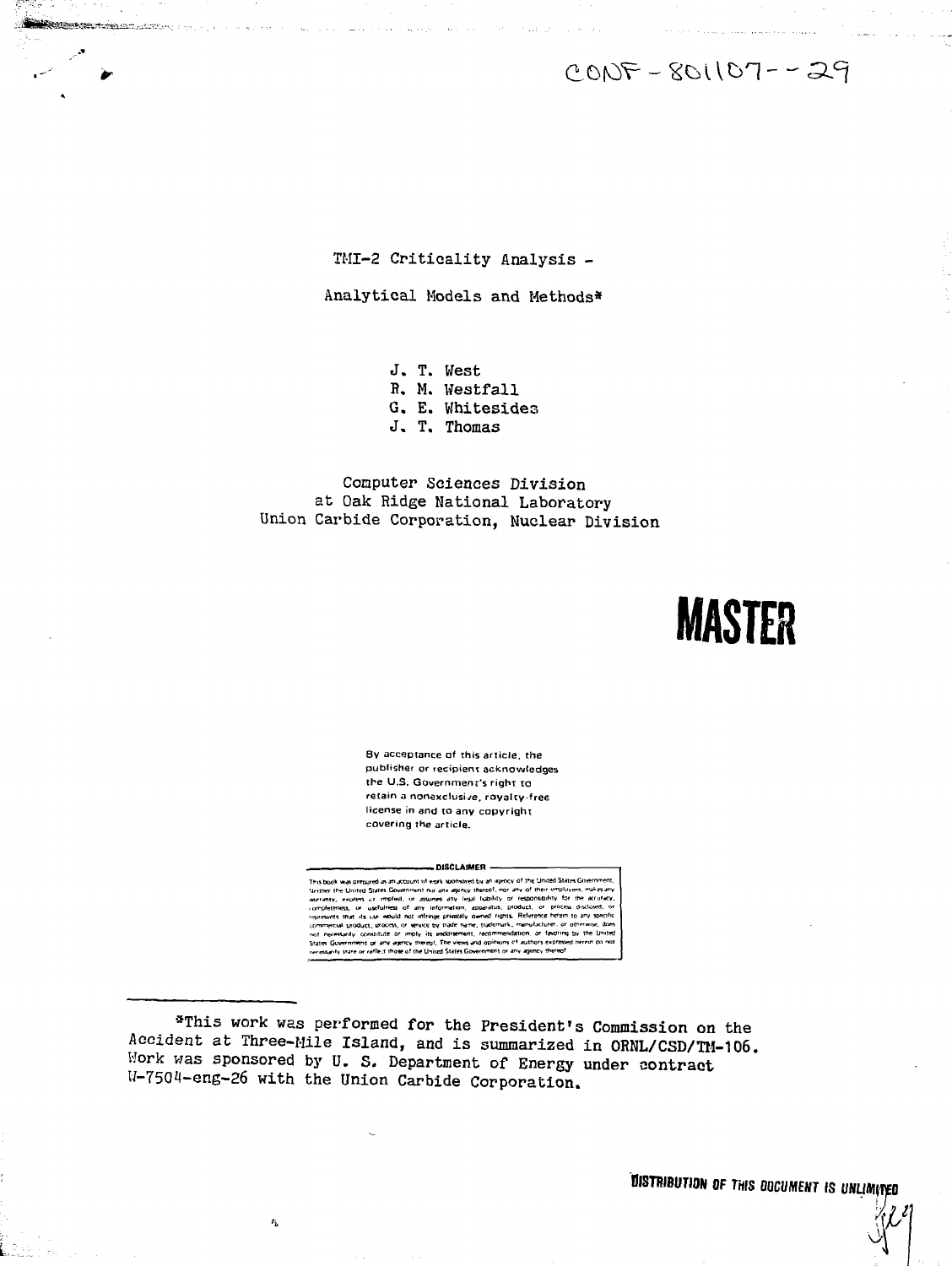CONF-801107--29

# TMI-2 Criticality Analysis - Analytical Models and Methods*

J. T. West
R. M. Westfall
G. E. Whitesides
J. T. Thomas

Computer Sciences Division
at Oak Ridge National Laboratory
Union Carbide Corporation, Nuclear Division

**MASTER**

By acceptance of this article, the publisher or recipient acknowledges the U.S. Government's right to retain a nonexclusive, royalty-free license in and to any copyright covering the article.

DISCLAIMER

This book was prepared as an account of work sponsored by an agency of the United States Government. Neither the United States Government nor any agency thereof, nor any of their employees, makes any warranty, express or implied, or assumes any legal liability or responsibility for the accuracy, completeness, or usefulness of any information, apparatus, product, or process disclosed, or represents that its use would not infringe privately owned rights. Reference herein to any specific commercial product, process, or service by trade name, trademark, manufacturer, or otherwise, does not necessarily constitute or imply its endorsement, recommendation, or favoring by the United States Government or any agency thereof. The views and opinions of authors expressed herein do not necessarily state or reflect those of the United States Government or any agency thereof.

*This work was performed for the President's Commission on the Accident at Three-Mile Island, and is summarized in ORNL/CSD/TM-106. Work was sponsored by U. S. Department of Energy under contract W-7504-eng-26 with the Union Carbide Corporation.

DISTRIBUTION OF THIS DOCUMENT IS UNLIMITED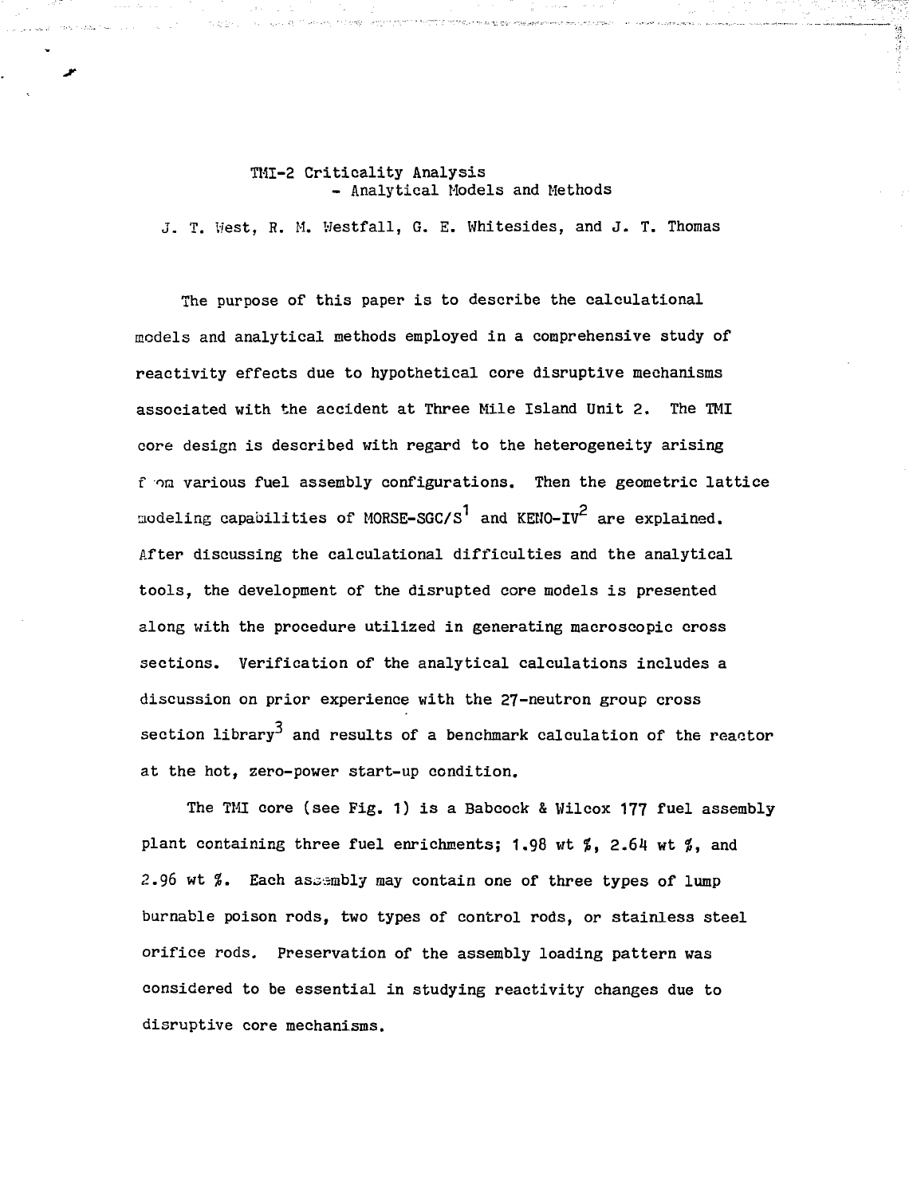# TMI-2 Criticality Analysis - Analytical Models and Methods

J. T. West, R. M. Westfall, G. E. Whitesides, and J. T. Thomas

The purpose of this paper is to describe the calculational models and analytical methods employed in a comprehensive study of reactivity effects due to hypothetical core disruptive mechanisms associated with the accident at Three Mile Island Unit 2. The TMI core design is described with regard to the heterogeneity arising from various fuel assembly configurations. Then the geometric lattice modeling capabilities of MORSE-SGC/S[1] and KENO-IV[2] are explained. After discussing the calculational difficulties and the analytical tools, the development of the disrupted core models is presented along with the procedure utilized in generating macroscopic cross sections. Verification of the analytical calculations includes a discussion on prior experience with the 27-neutron group cross section library[3] and results of a benchmark calculation of the reactor at the hot, zero-power start-up condition.

The TMI core (see Fig. 1) is a Babcock & Wilcox 177 fuel assembly plant containing three fuel enrichments; 1.98 wt %, 2.64 wt %, and 2.96 wt %. Each assembly may contain one of three types of lump burnable poison rods, two types of control rods, or stainless steel orifice rods. Preservation of the assembly loading pattern was considered to be essential in studying reactivity changes due to disruptive core mechanisms.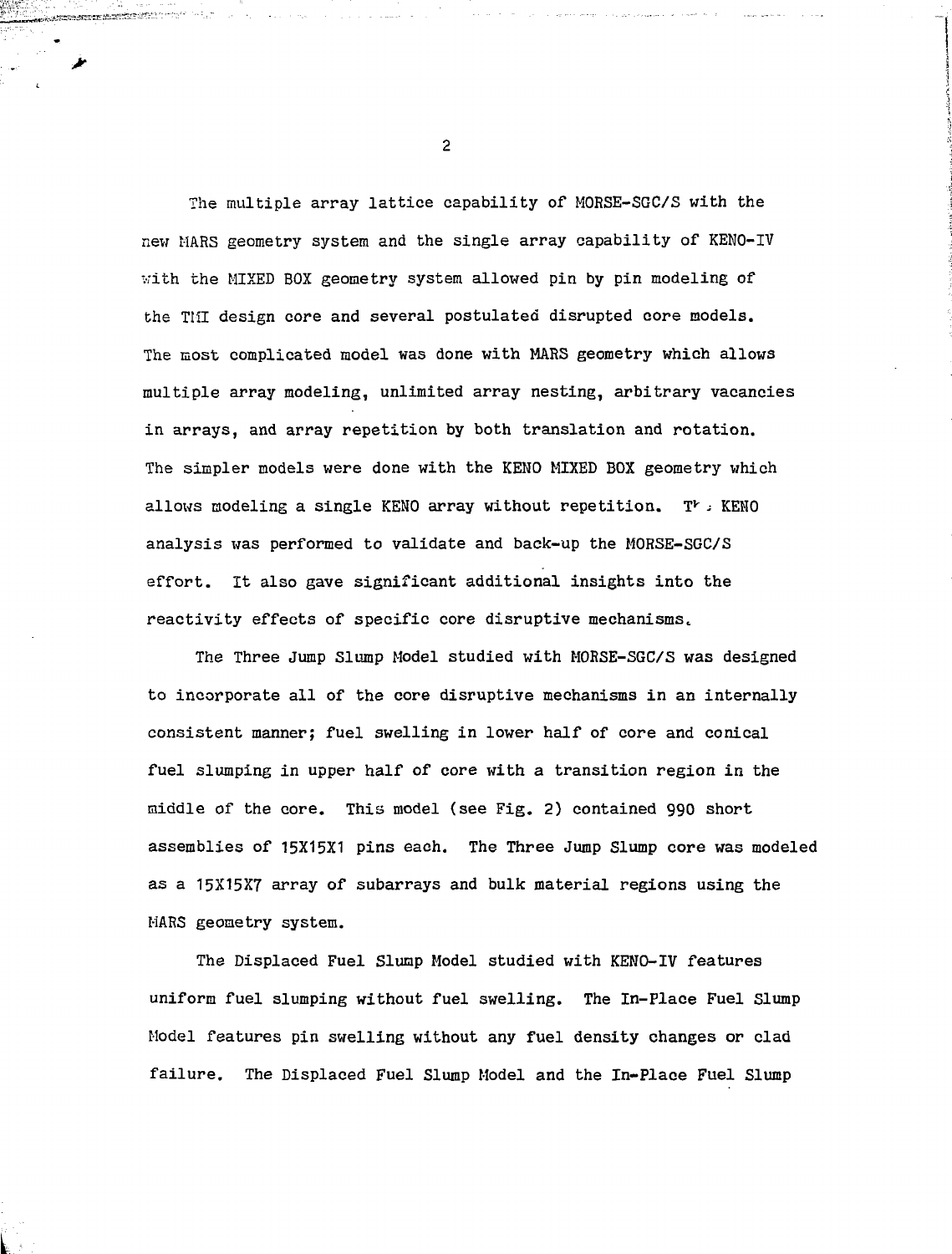The multiple array lattice capability of MORSE-SGC/S with the new MARS geometry system and the single array capability of KENO-IV with the MIXED BOX geometry system allowed pin by pin modeling of the TMI design core and several postulated disrupted core models. The most complicated model was done with MARS geometry which allows multiple array modeling, unlimited array nesting, arbitrary vacancies in arrays, and array repetition by both translation and rotation. The simpler models were done with the KENO MIXED BOX geometry which allows modeling a single KENO array without repetition. The KENO analysis was performed to validate and back-up the MORSE-SGC/S effort. It also gave significant additional insights into the reactivity effects of specific core disruptive mechanisms.

The Three Jump Slump Model studied with MORSE-SGC/S was designed to incorporate all of the core disruptive mechanisms in an internally consistent manner; fuel swelling in lower half of core and conical fuel slumping in upper half of core with a transition region in the middle of the core. This model (see Fig. 2) contained 990 short assemblies of 15X15X1 pins each. The Three Jump Slump core was modeled as a 15X15X7 array of subarrays and bulk material regions using the MARS geometry system.

The Displaced Fuel Slump Model studied with KENO-IV features uniform fuel slumping without fuel swelling. The In-Place Fuel Slump Model features pin swelling without any fuel density changes or clad failure. The Displaced Fuel Slump Model and the In-Place Fuel Slump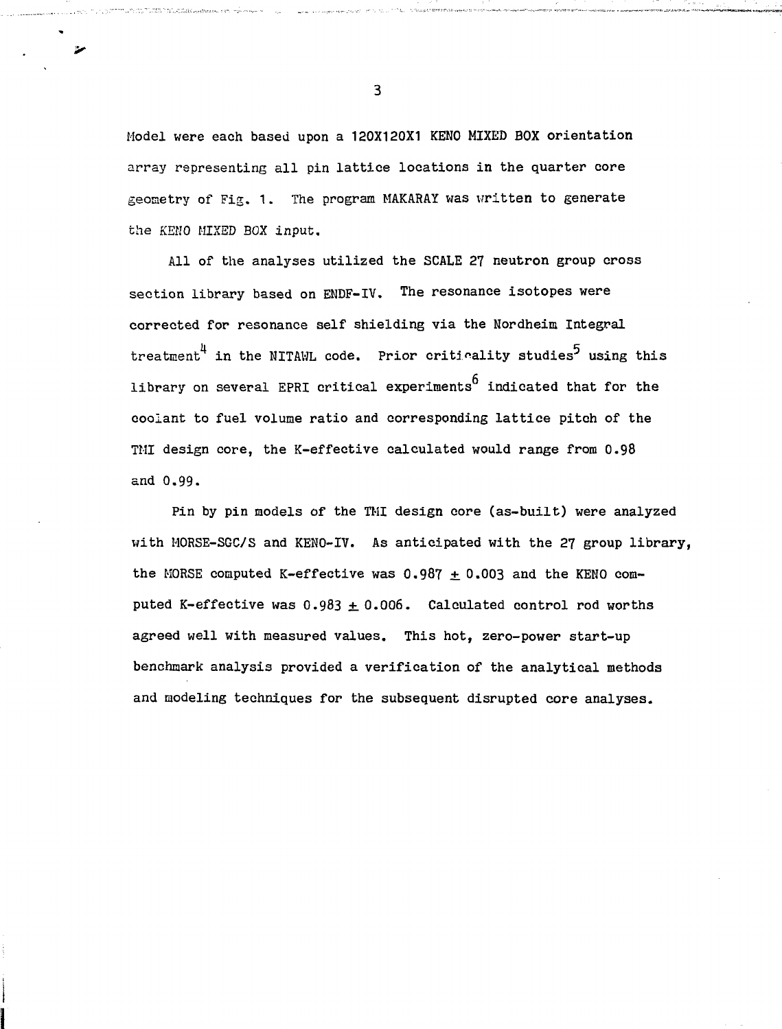Model were each based upon a 120X120X1 KENO MIXED BOX orientation array representing all pin lattice locations in the quarter core geometry of Fig. 1. The program MAKARAY was written to generate the KENO MIXED BOX input.

All of the analyses utilized the SCALE 27 neutron group cross section library based on ENDF-IV. The resonance isotopes were corrected for resonance self shielding via the Nordheim Integral treatment[4] in the NITAWL code. Prior criticality studies[5] using this library on several EPRI critical experiments[6] indicated that for the coolant to fuel volume ratio and corresponding lattice pitch of the TMI design core, the K-effective calculated would range from 0.98 and 0.99.

Pin by pin models of the TMI design core (as-built) were analyzed with MORSE-SGC/S and KENO-IV. As anticipated with the 27 group library, the MORSE computed K-effective was $0.987 \pm 0.003$ and the KENO computed K-effective was $0.983 \pm 0.006$. Calculated control rod worths agreed well with measured values. This hot, zero-power start-up benchmark analysis provided a verification of the analytical methods and modeling techniques for the subsequent disrupted core analyses.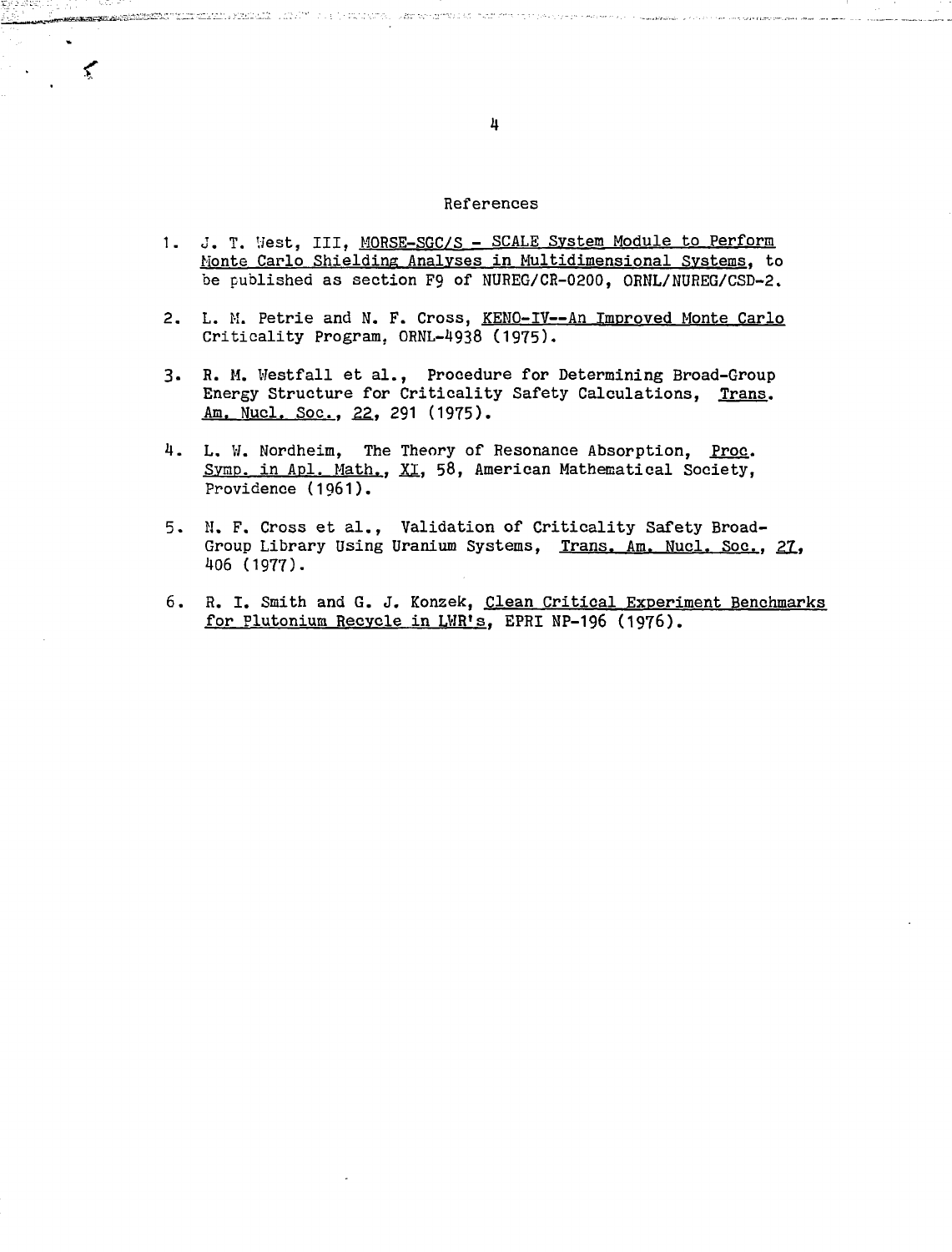## References

1. J. T. West, III, MORSE-SGC/S - SCALE System Module to Perform Monte Carlo Shielding Analyses in Multidimensional Systems, to be published as section F9 of NUREG/CR-0200, ORNL/NUREG/CSD-2.

2. L. M. Petrie and N. F. Cross, KENO-IV--An Improved Monte Carlo Criticality Program, ORNL-4938 (1975).

3. R. M. Westfall et al., Procedure for Determining Broad-Group Energy Structure for Criticality Safety Calculations, Trans. Am. Nucl. Soc., 22, 291 (1975).

4. L. W. Nordheim, The Theory of Resonance Absorption, Proc. Symp. in Apl. Math., XI, 58, American Mathematical Society, Providence (1961).

5. N. F. Cross et al., Validation of Criticality Safety Broad-Group Library Using Uranium Systems, Trans. Am. Nucl. Soc., 27, 406 (1977).

6. R. I. Smith and G. J. Konzek, Clean Critical Experiment Benchmarks for Plutonium Recycle in LWR's, EPRI NP-196 (1976).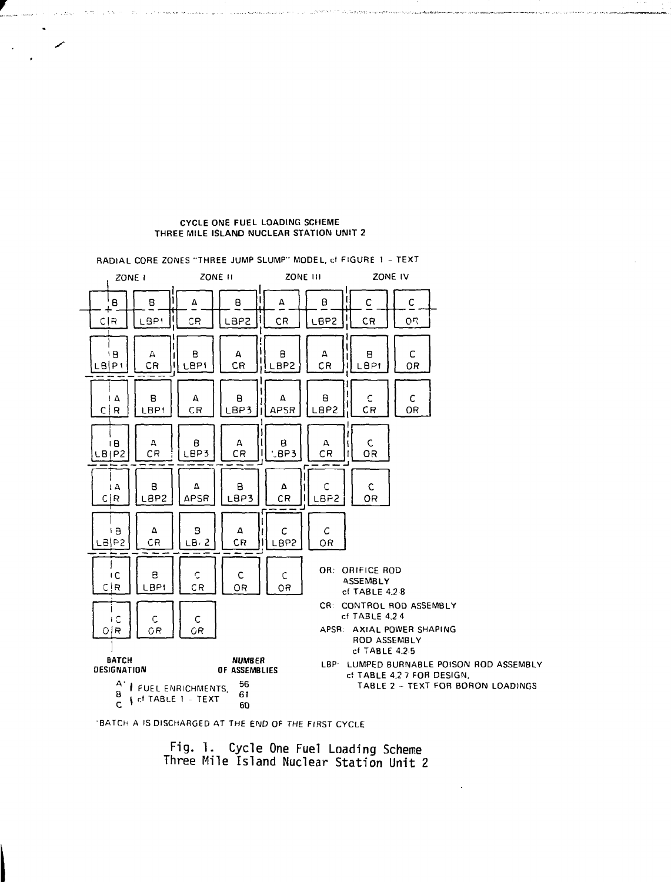CYCLE ONE FUEL LOADING SCHEME
THREE MILE ISLAND NUCLEAR STATION UNIT 2

RADIAL CORE ZONES "THREE JUMP SLUMP" MODEL, cf FIGURE 1 – TEXT

ZONE I ZONE II ZONE III ZONE IV

| | | | | | | | |
|---|---|---|---|---|---|---|---|
| B CR | B LBP1 | A CR | B LBP2 | A CR | B LBP2 | C CR | C OR |
| B LBP1 | A CR | B LBP1 | A CR | B LBP2 | A CR | B LBP1 | C OR |
| A CR | B LBP1 | A CR | B LBP3 | A APSR | B LBP2 | C CR | C OR |
| B LBP2 | A CR | B LBP3 | A CR | B LBP3 | A CR | C OR | |
| A CR | B LBP2 | A APSR | B LBP3 | A CR | C LBP2 | C OR | |
| B LBP2 | A CR | B LBP2 | A CR | C LBP2 | C OR | | |
| C CR | B LBP1 | C CR | C OR | C OR | | | |
| C OR | C OR | C OR | | | | | |

OR: ORIFICE ROD ASSEMBLY cf TABLE 4.2.8

CR: CONTROL ROD ASSEMBLY cf TABLE 4.2.4

APSR: AXIAL POWER SHAPING ROD ASSEMBLY cf TABLE 4.2.5

LBP: LUMPED BURNABLE POISON ROD ASSEMBLY cf TABLE 4.2.7 FOR DESIGN, TABLE 2 – TEXT FOR BORON LOADINGS

| BATCH DESIGNATION | | NUMBER OF ASSEMBLIES |
|---|---|---|
| A* | FUEL ENRICHMENTS, cf TABLE 1 – TEXT | 56 |
| B | | 61 |
| C | | 60 |

*BATCH A IS DISCHARGED AT THE END OF THE FIRST CYCLE

Fig. 1. Cycle One Fuel Loading Scheme Three Mile Island Nuclear Station Unit 2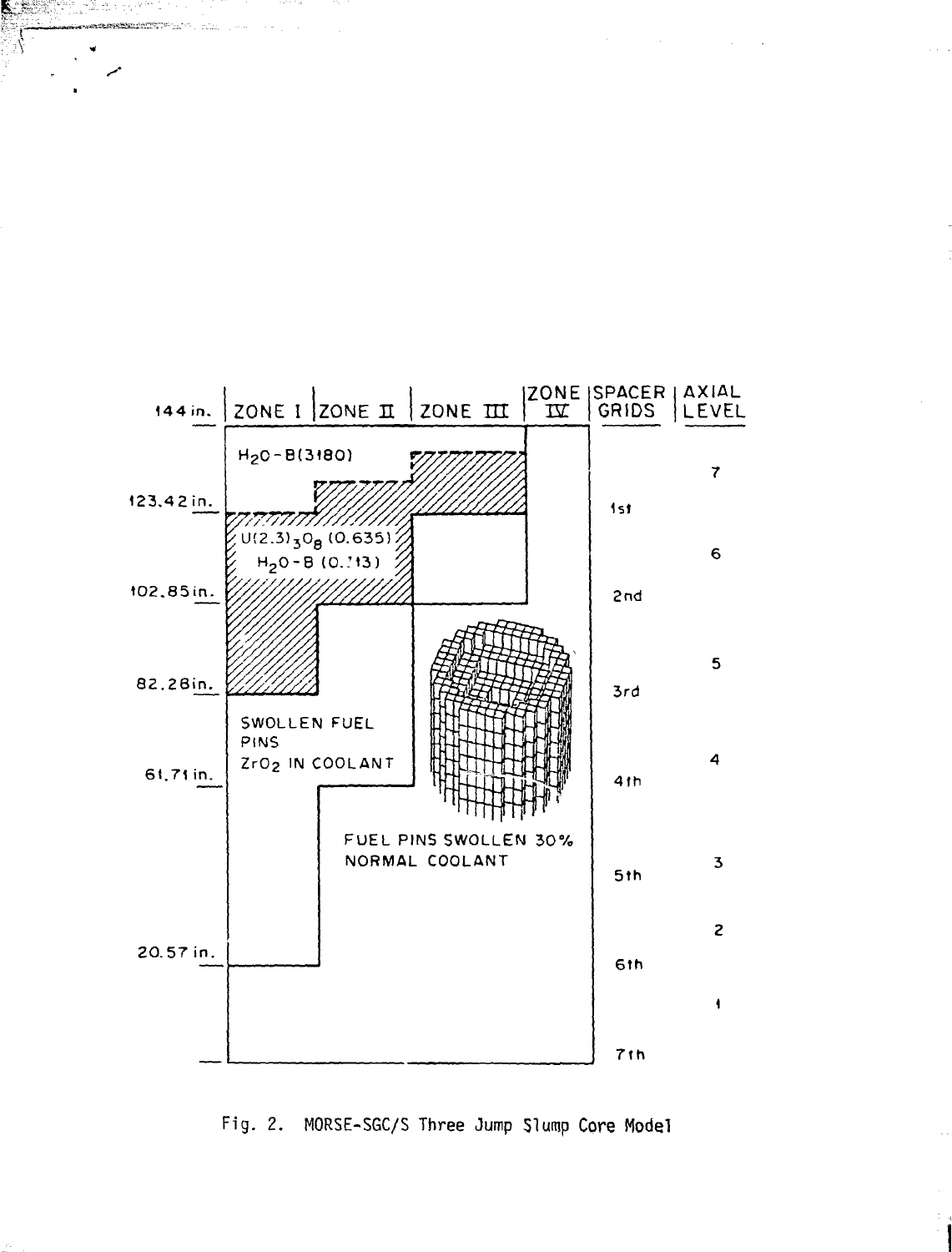144 in.

ZONE I

ZONE II

ZONE III

ZONE IV

SPACER GRIDS

AXIAL LEVEL

$H_2O-B(3180)$

123.42 in.

$U(2.3)_3O_8$ (0.635)

$H_2O-B$ (0.113)

102.85 in.

82.28 in.

SWOLLEN FUEL PINS

$ZrO_2$ IN COOLANT

61.71 in.

FUEL PINS SWOLLEN 30%

NORMAL COOLANT

20.57 in.

1st

2nd

3rd

4th

5th

6th

7th

7

6

5

4

3

2

1

Fig. 2. MORSE-SGC/S Three Jump Slump Core Model